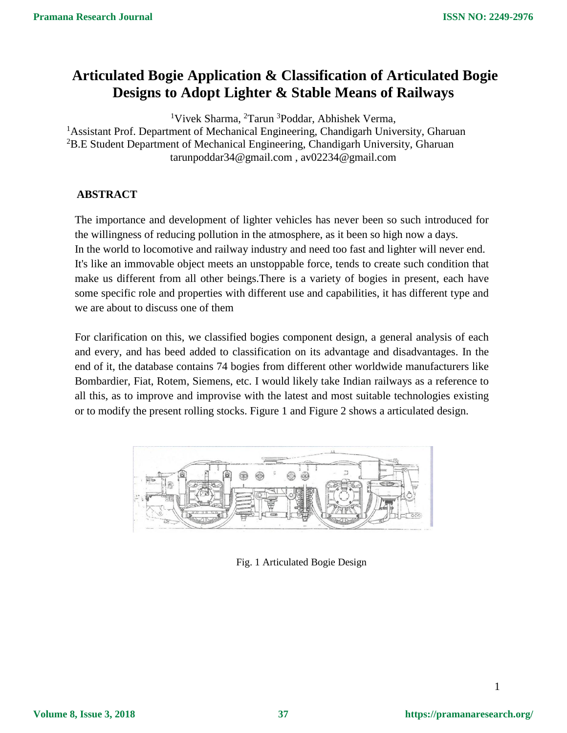# Articulated Bogie Application & Classification of Articulated Bogie Designs to Adopt Lighter & Stable Means of Railways

[1]Vivek Sharma, [2]Tarun [3]Poddar, Abhishek Verma,

[1]Assistant Prof. Department of Mechanical Engineering, Chandigarh University, Gharuan

[2]B.E Student Department of Mechanical Engineering, Chandigarh University, Gharuan

tarunpoddar34@gmail.com , av02234@gmail.com

## ABSTRACT

The importance and development of lighter vehicles has never been so such introduced for the willingness of reducing pollution in the atmosphere, as it been so high now a days.
In the world to locomotive and railway industry and need too fast and lighter will never end.
It's like an immovable object meets an unstoppable force, tends to create such condition that make us different from all other beings.There is a variety of bogies in present, each have some specific role and properties with different use and capabilities, it has different type and we are about to discuss one of them

For clarification on this, we classified bogies component design, a general analysis of each and every, and has beed added to classification on its advantage and disadvantages. In the end of it, the database contains 74 bogies from different other worldwide manufacturers like Bombardier, Fiat, Rotem, Siemens, etc. I would likely take Indian railways as a reference to all this, as to improve and improvise with the latest and most suitable technologies existing or to modify the present rolling stocks. Figure 1 and Figure 2 shows a articulated design.

Fig. 1 Articulated Bogie Design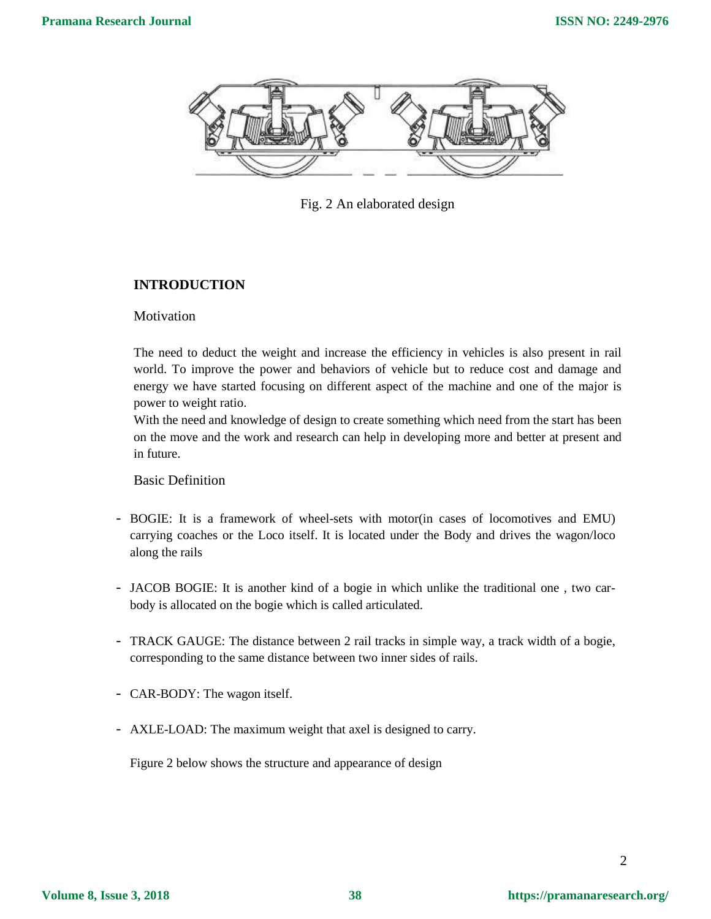Fig. 2 An elaborated design

## INTRODUCTION

### Motivation

The need to deduct the weight and increase the efficiency in vehicles is also present in rail world. To improve the power and behaviors of vehicle but to reduce cost and damage and energy we have started focusing on different aspect of the machine and one of the major is power to weight ratio.

With the need and knowledge of design to create something which need from the start has been on the move and the work and research can help in developing more and better at present and in future.

### Basic Definition

- BOGIE: It is a framework of wheel-sets with motor(in cases of locomotives and EMU) carrying coaches or the Loco itself. It is located under the Body and drives the wagon/loco along the rails

- JACOB BOGIE: It is another kind of a bogie in which unlike the traditional one , two car-body is allocated on the bogie which is called articulated.

- TRACK GAUGE: The distance between 2 rail tracks in simple way, a track width of a bogie, corresponding to the same distance between two inner sides of rails.

- CAR-BODY: The wagon itself.

- AXLE-LOAD: The maximum weight that axel is designed to carry.

Figure 2 below shows the structure and appearance of design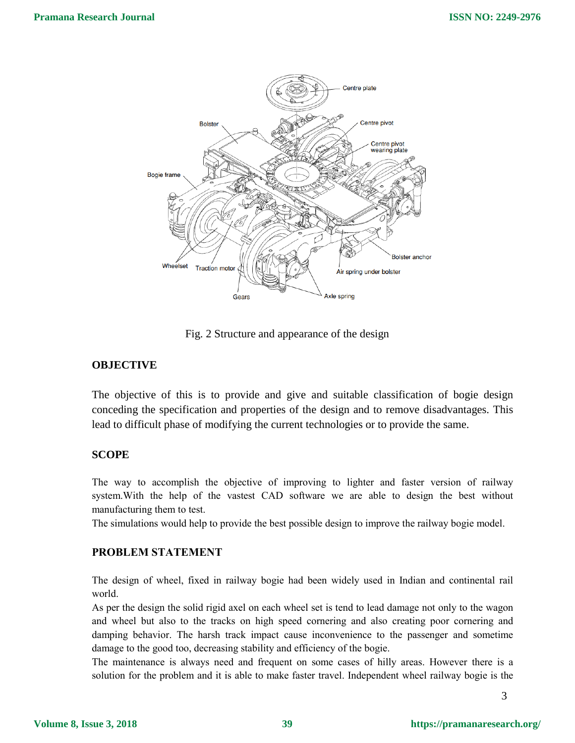Fig. 2 Structure and appearance of the design

## OBJECTIVE

The objective of this is to provide and give and suitable classification of bogie design conceding the specification and properties of the design and to remove disadvantages. This lead to difficult phase of modifying the current technologies or to provide the same.

## SCOPE

The way to accomplish the objective of improving to lighter and faster version of railway system.With the help of the vastest CAD software we are able to design the best without manufacturing them to test.

The simulations would help to provide the best possible design to improve the railway bogie model.

## PROBLEM STATEMENT

The design of wheel, fixed in railway bogie had been widely used in Indian and continental rail world.

As per the design the solid rigid axel on each wheel set is tend to lead damage not only to the wagon and wheel but also to the tracks on high speed cornering and also creating poor cornering and damping behavior. The harsh track impact cause inconvenience to the passenger and sometime damage to the good too, decreasing stability and efficiency of the bogie.

The maintenance is always need and frequent on some cases of hilly areas. However there is a solution for the problem and it is able to make faster travel. Independent wheel railway bogie is the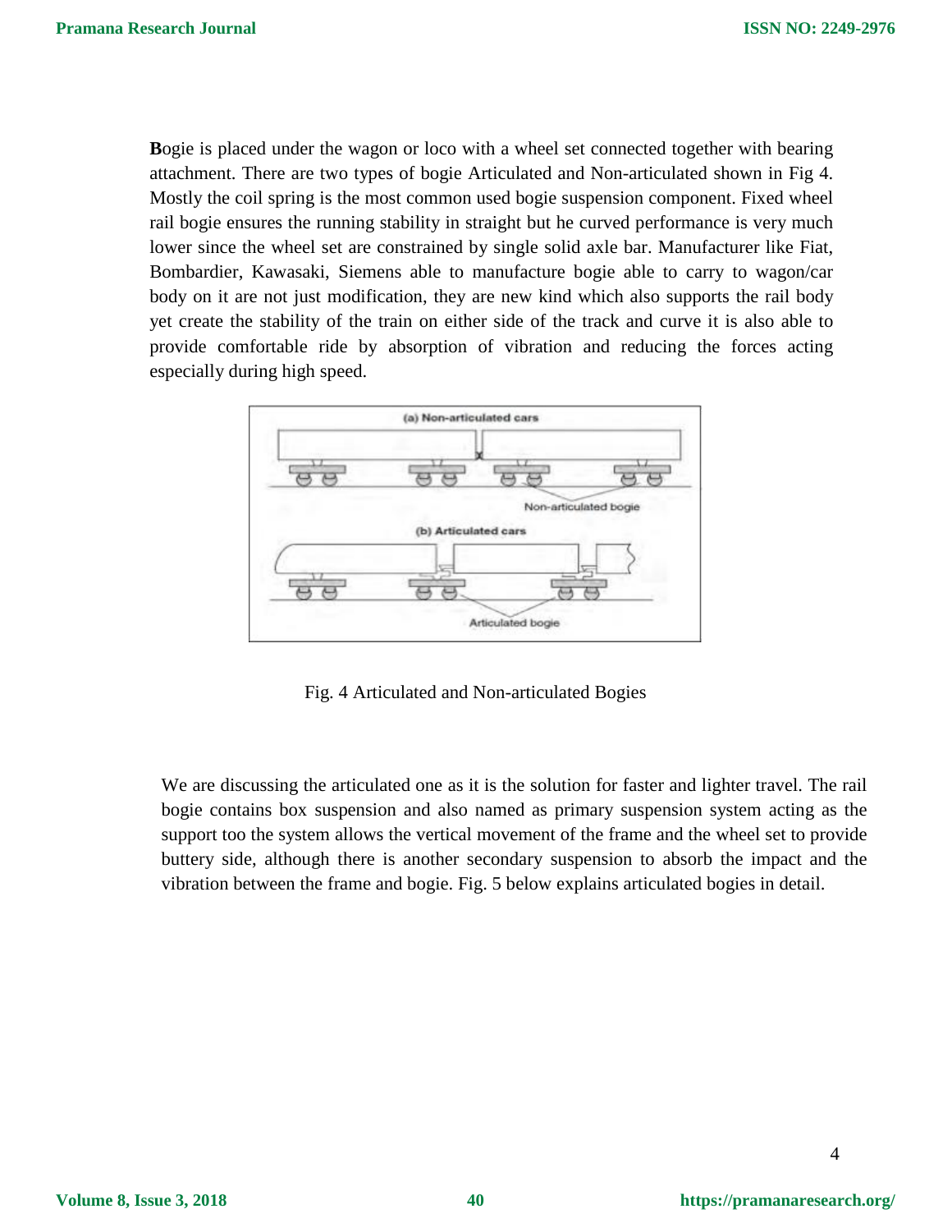**B**ogie is placed under the wagon or loco with a wheel set connected together with bearing attachment. There are two types of bogie Articulated and Non-articulated shown in Fig 4. Mostly the coil spring is the most common used bogie suspension component. Fixed wheel rail bogie ensures the running stability in straight but he curved performance is very much lower since the wheel set are constrained by single solid axle bar. Manufacturer like Fiat, Bombardier, Kawasaki, Siemens able to manufacture bogie able to carry to wagon/car body on it are not just modification, they are new kind which also supports the rail body yet create the stability of the train on either side of the track and curve it is also able to provide comfortable ride by absorption of vibration and reducing the forces acting especially during high speed.

Fig. 4 Articulated and Non-articulated Bogies

We are discussing the articulated one as it is the solution for faster and lighter travel. The rail bogie contains box suspension and also named as primary suspension system acting as the support too the system allows the vertical movement of the frame and the wheel set to provide buttery side, although there is another secondary suspension to absorb the impact and the vibration between the frame and bogie. Fig. 5 below explains articulated bogies in detail.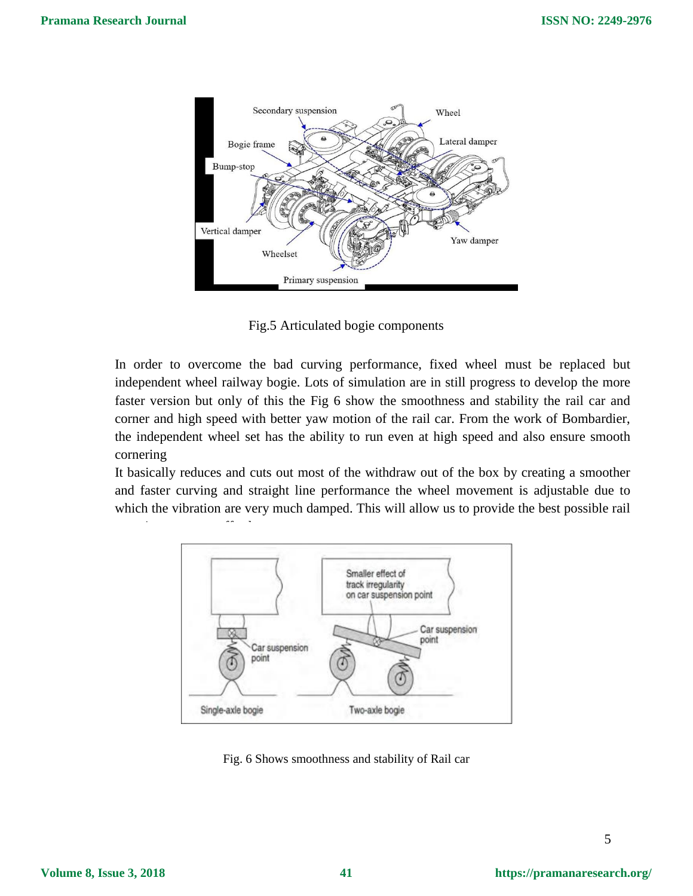Fig.5 Articulated bogie components

In order to overcome the bad curving performance, fixed wheel must be replaced but independent wheel railway bogie. Lots of simulation are in still progress to develop the more faster version but only of this the Fig 6 show the smoothness and stability the rail car and corner and high speed with better yaw motion of the rail car. From the work of Bombardier, the independent wheel set has the ability to run even at high speed and also ensure smooth cornering

It basically reduces and cuts out most of the withdraw out of the box by creating a smoother and faster curving and straight line performance the wheel movement is adjustable due to which the vibration are very much damped. This will allow us to provide the best possible rail

Fig. 6 Shows smoothness and stability of Rail car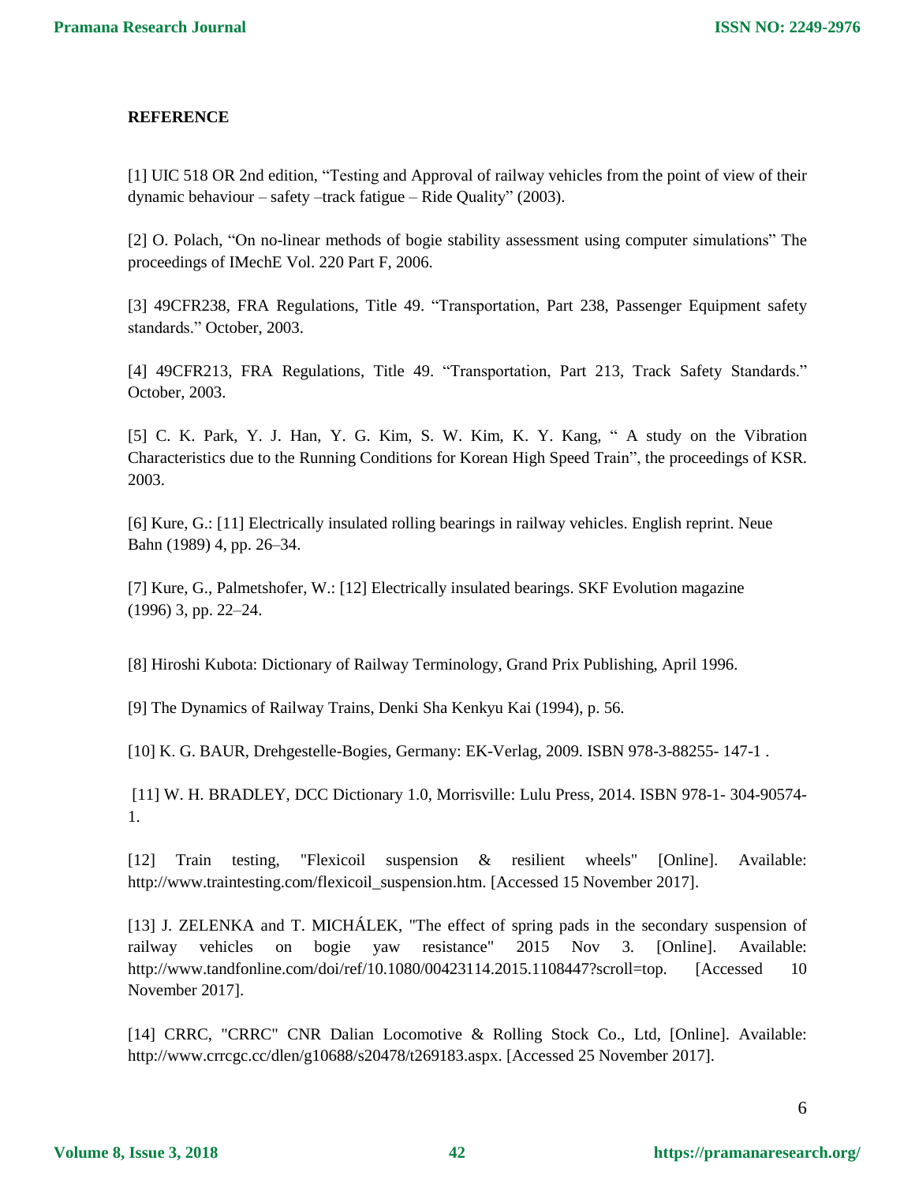**REFERENCE**

[1] UIC 518 OR 2nd edition, “Testing and Approval of railway vehicles from the point of view of their dynamic behaviour – safety –track fatigue – Ride Quality” (2003).

[2] O. Polach, “On no-linear methods of bogie stability assessment using computer simulations” The proceedings of IMechE Vol. 220 Part F, 2006.

[3] 49CFR238, FRA Regulations, Title 49. “Transportation, Part 238, Passenger Equipment safety standards.” October, 2003.

[4] 49CFR213, FRA Regulations, Title 49. “Transportation, Part 213, Track Safety Standards.” October, 2003.

[5] C. K. Park, Y. J. Han, Y. G. Kim, S. W. Kim, K. Y. Kang, “ A study on the Vibration Characteristics due to the Running Conditions for Korean High Speed Train”, the proceedings of KSR. 2003.

[6] Kure, G.: [11] Electrically insulated rolling bearings in railway vehicles. English reprint. Neue Bahn (1989) 4, pp. 26–34.

[7] Kure, G., Palmetshofer, W.: [12] Electrically insulated bearings. SKF Evolution magazine (1996) 3, pp. 22–24.

[8] Hiroshi Kubota: Dictionary of Railway Terminology, Grand Prix Publishing, April 1996.

[9] The Dynamics of Railway Trains, Denki Sha Kenkyu Kai (1994), p. 56.

[10] K. G. BAUR, Drehgestelle-Bogies, Germany: EK-Verlag, 2009. ISBN 978-3-88255- 147-1 .

[11] W. H. BRADLEY, DCC Dictionary 1.0, Morrisville: Lulu Press, 2014. ISBN 978-1- 304-90574-1.

[12] Train testing, "Flexicoil suspension & resilient wheels" [Online]. Available: http://www.traintesting.com/flexicoil_suspension.htm. [Accessed 15 November 2017].

[13] J. ZELENKA and T. MICHÁLEK, "The effect of spring pads in the secondary suspension of railway vehicles on bogie yaw resistance" 2015 Nov 3. [Online]. Available: http://www.tandfonline.com/doi/ref/10.1080/00423114.2015.1108447?scroll=top. [Accessed 10 November 2017].

[14] CRRC, "CRRC" CNR Dalian Locomotive & Rolling Stock Co., Ltd, [Online]. Available: http://www.crrcgc.cc/dlen/g10688/s20478/t269183.aspx. [Accessed 25 November 2017].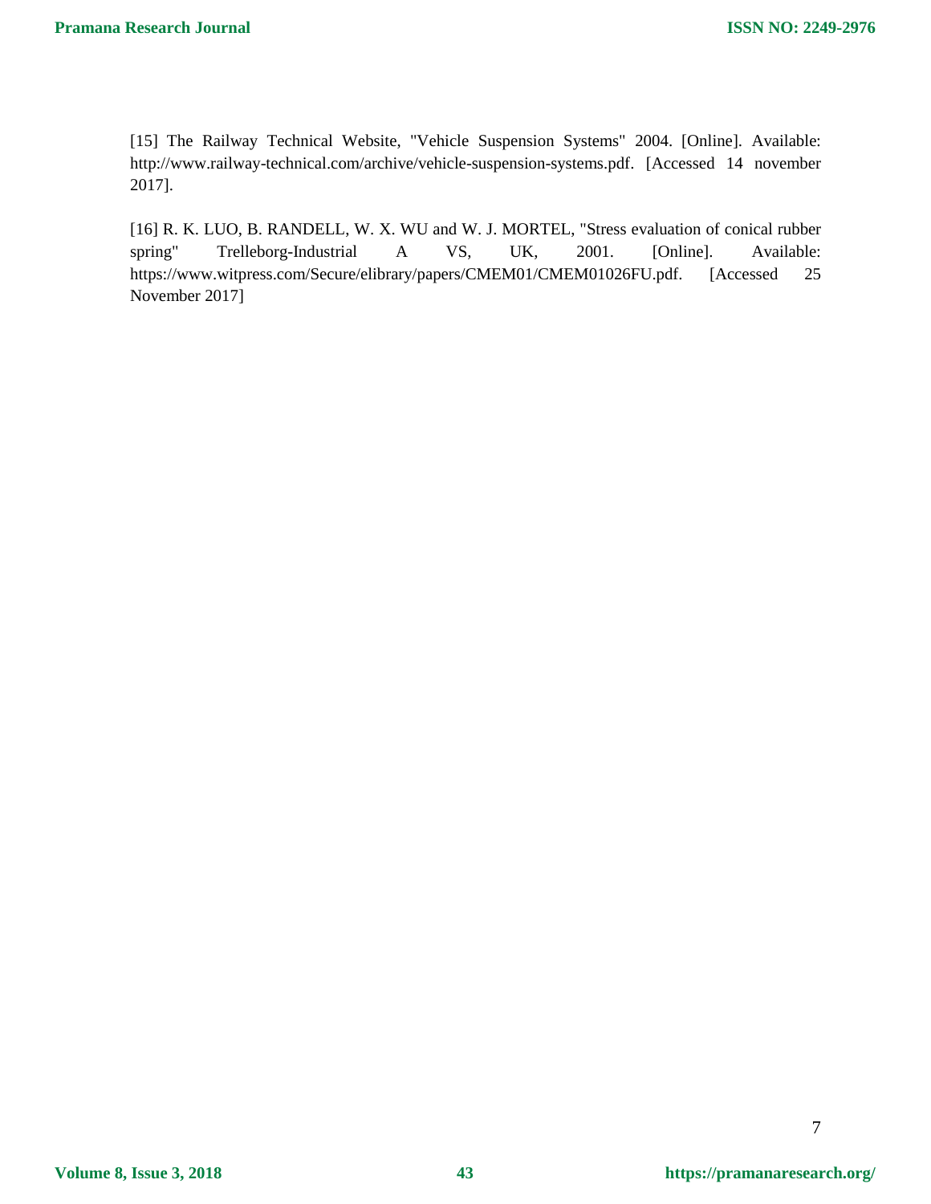[15] The Railway Technical Website, "Vehicle Suspension Systems" 2004. [Online]. Available: http://www.railway-technical.com/archive/vehicle-suspension-systems.pdf. [Accessed 14 november 2017].

[16] R. K. LUO, B. RANDELL, W. X. WU and W. J. MORTEL, "Stress evaluation of conical rubber spring" Trelleborg-Industrial A VS, UK, 2001. [Online]. Available: https://www.witpress.com/Secure/elibrary/papers/CMEM01/CMEM01026FU.pdf. [Accessed 25 November 2017]